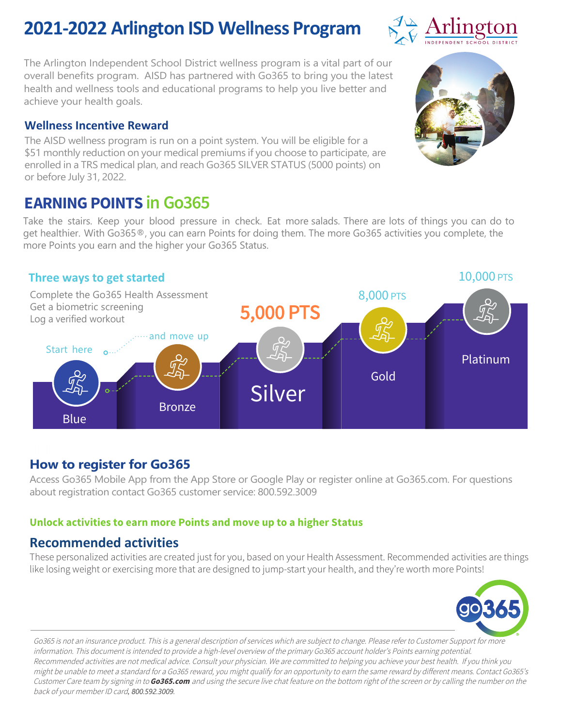# 2021-2022 Arlington ISD Wellness Program

Arlington INDEPENDENT SCHOOL DISTRICT

The Arlington Independent School District wellness program is a vital part of our overall benefits program. AISD has partnered with Go365 to bring you the latest health and wellness tools and educational programs to help you live better and achieve your health goals.

## Wellness Incentive Reward

The AISD wellness program is run on a point system. You will be eligible for a $51 monthly reduction on your medical premiums if you choose to participate, are enrolled in a TRS medical plan, and reach Go365 SILVER STATUS (5000 points) on or before July 31, 2022.

## EARNING POINTS in Go365

Take the stairs. Keep your blood pressure in check. Eat more salads. There are lots of things you can do to get healthier. With Go365®, you can earn Points for doing them. The more Go365 activities you complete, the more Points you earn and the higher your Go365 Status.

### Three ways to get started

Complete the Go365 Health Assessment
Get a biometric screening
Log a verified workout

Start here ... and move up

- Blue
- Bronze
- Silver – 5,000 PTS
- Gold – 8,000 PTS
- Platinum – 10,000 PTS

## How to register for Go365

Access Go365 Mobile App from the App Store or Google Play or register online at Go365.com. For questions about registration contact Go365 customer service: 800.592.3009

**Unlock activities to earn more Points and move up to a higher Status**

## Recommended activities

These personalized activities are created just for you, based on your Health Assessment. Recommended activities are things like losing weight or exercising more that are designed to jump-start your health, and they're worth more Points!

go365

*Go365 is not an insurance product. This is a general description of services which are subject to change. Please refer to Customer Support for more information. This document is intended to provide a high-level overview of the primary Go365 account holder's Points earning potential. Recommended activities are not medical advice. Consult your physician. We are committed to helping you achieve your best health. If you think you might be unable to meet a standard for a Go365 reward, you might qualify for an opportunity to earn the same reward by different means. Contact Go365's Customer Care team by signing in to **Go365.com** and using the secure live chat feature on the bottom right of the screen or by calling the number on the back of your member ID card, 800.592.3009.*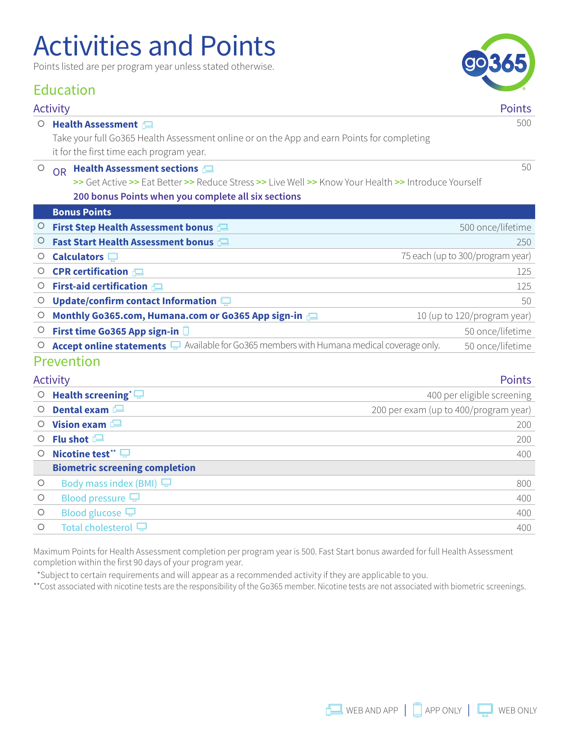# Activities and Points

Points listed are per program year unless stated otherwise.

## Education

| Activity | Points |
|---|---|
| ○ **Health Assessment** (Web and App)<br>Take your full Go365 Health Assessment online or on the App and earn Points for completing it for the first time each program year. | 500 |
| ○ OR **Health Assessment sections** (Web and App)<br>>> Get Active >> Eat Better >> Reduce Stress >> Live Well >> Know Your Health >> Introduce Yourself<br>**200 bonus Points when you complete all six sections** | 50 |
| **Bonus Points** | |
| ○ **First Step Health Assessment bonus** (Web and App) | 500 once/lifetime |
| ○ **Fast Start Health Assessment bonus** (Web and App) | 250 |
| ○ **Calculators** (Web only) | 75 each (up to 300/program year) |
| ○ **CPR certification** (Web and App) | 125 |
| ○ **First-aid certification** (Web and App) | 125 |
| ○ **Update/confirm contact Information** (Web only) | 50 |
| ○ **Monthly Go365.com, Humana.com or Go365 App sign-in** (Web and App) | 10 (up to 120/program year) |
| ○ **First time Go365 App sign-in** (App only) | 50 once/lifetime |
| ○ **Accept online statements** (Web only) Available for Go365 members with Humana medical coverage only. | 50 once/lifetime |

## Prevention

| Activity | Points |
|---|---|
| ○ **Health screening*** (Web only) | 400 per eligible screening |
| ○ **Dental exam** (Web and App) | 200 per exam (up to 400/program year) |
| ○ **Vision exam** (Web and App) | 200 |
| ○ **Flu shot** (Web and App) | 200 |
| ○ **Nicotine test**** (Web only) | 400 |
| **Biometric screening completion** | |
| ○ Body mass index (BMI) (Web only) | 800 |
| ○ Blood pressure (Web only) | 400 |
| ○ Blood glucose (Web only) | 400 |
| ○ Total cholesterol (Web only) | 400 |

Maximum Points for Health Assessment completion per program year is 500. Fast Start bonus awarded for full Health Assessment completion within the first 90 days of your program year.

*Subject to certain requirements and will appear as a recommended activity if they are applicable to you.

**Cost associated with nicotine tests are the responsibility of the Go365 member. Nicotine tests are not associated with biometric screenings.

WEB AND APP | APP ONLY | WEB ONLY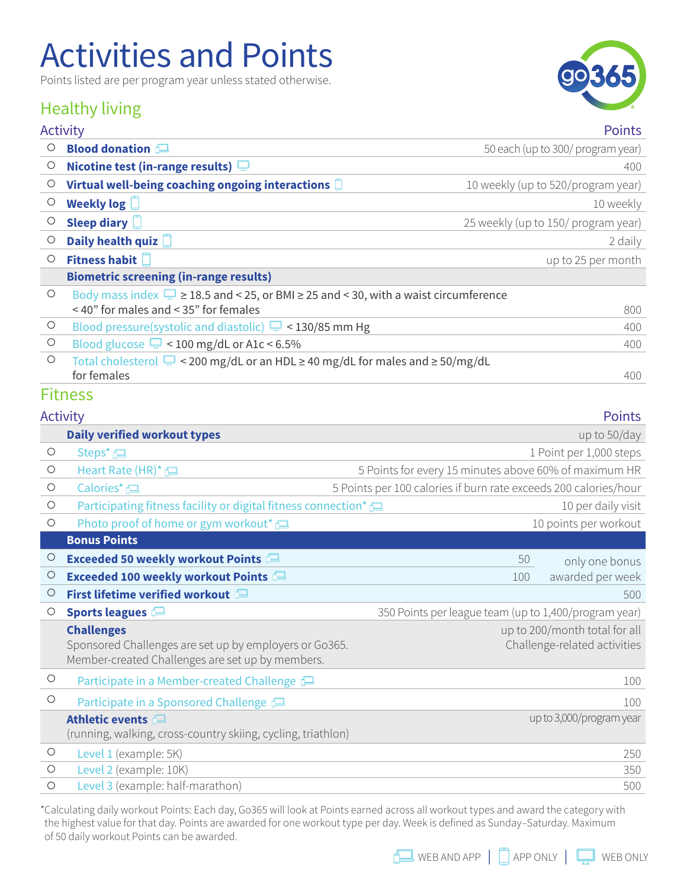# Activities and Points

Points listed are per program year unless stated otherwise.

## Healthy living

| Activity | Points |
|---|---|
| ○ **Blood donation** | 50 each (up to 300/ program year) |
| ○ **Nicotine test (in-range results)** | 400 |
| ○ **Virtual well-being coaching ongoing interactions** | 10 weekly (up to 520/program year) |
| ○ **Weekly log** | 10 weekly |
| ○ **Sleep diary** | 25 weekly (up to 150/ program year) |
| ○ **Daily health quiz** | 2 daily |
| ○ **Fitness habit** | up to 25 per month |
| **Biometric screening (in-range results)** | |
| ○ Body mass index ≥ 18.5 and < 25, or BMI ≥ 25 and < 30, with a waist circumference < 40" for males and < 35" for females | 800 |
| ○ Blood pressure(systolic and diastolic) < 130/85 mm Hg | 400 |
| ○ Blood glucose < 100 mg/dL or A1c < 6.5% | 400 |
| ○ Total cholesterol < 200 mg/dL or an HDL ≥ 40 mg/dL for males and ≥ 50/mg/dL for females | 400 |

## Fitness

| Activity | Points |
|---|---|
| **Daily verified workout types** | up to 50/day |
| ○ Steps* | 1 Point per 1,000 steps |
| ○ Heart Rate (HR)* | 5 Points for every 15 minutes above 60% of maximum HR |
| ○ Calories* | 5 Points per 100 calories if burn rate exceeds 200 calories/hour |
| ○ Participating fitness facility or digital fitness connection* | 10 per daily visit |
| ○ Photo proof of home or gym workout* | 10 points per workout |
| **Bonus Points** | |
| ○ **Exceeded 50 weekly workout Points** | 50 (only one bonus awarded per week) |
| ○ **Exceeded 100 weekly workout Points** | 100 (only one bonus awarded per week) |
| ○ **First lifetime verified workout** | 500 |
| ○ **Sports leagues** | 350 Points per league team (up to 1,400/program year) |
| **Challenges** Sponsored Challenges are set up by employers or Go365. Member-created Challenges are set up by members. | up to 200/month total for all Challenge-related activities |
| ○ Participate in a Member-created Challenge | 100 |
| ○ Participate in a Sponsored Challenge | 100 |
| **Athletic events** (running, walking, cross-country skiing, cycling, triathlon) | up to 3,000/program year |
| ○ Level 1 (example: 5K) | 250 |
| ○ Level 2 (example: 10K) | 350 |
| ○ Level 3 (example: half-marathon) | 500 |

*Calculating daily workout Points: Each day, Go365 will look at Points earned across all workout types and award the category with the highest value for that day. Points are awarded for one workout type per day. Week is defined as Sunday–Saturday. Maximum of 50 daily workout Points can be awarded.

WEB AND APP | APP ONLY | WEB ONLY